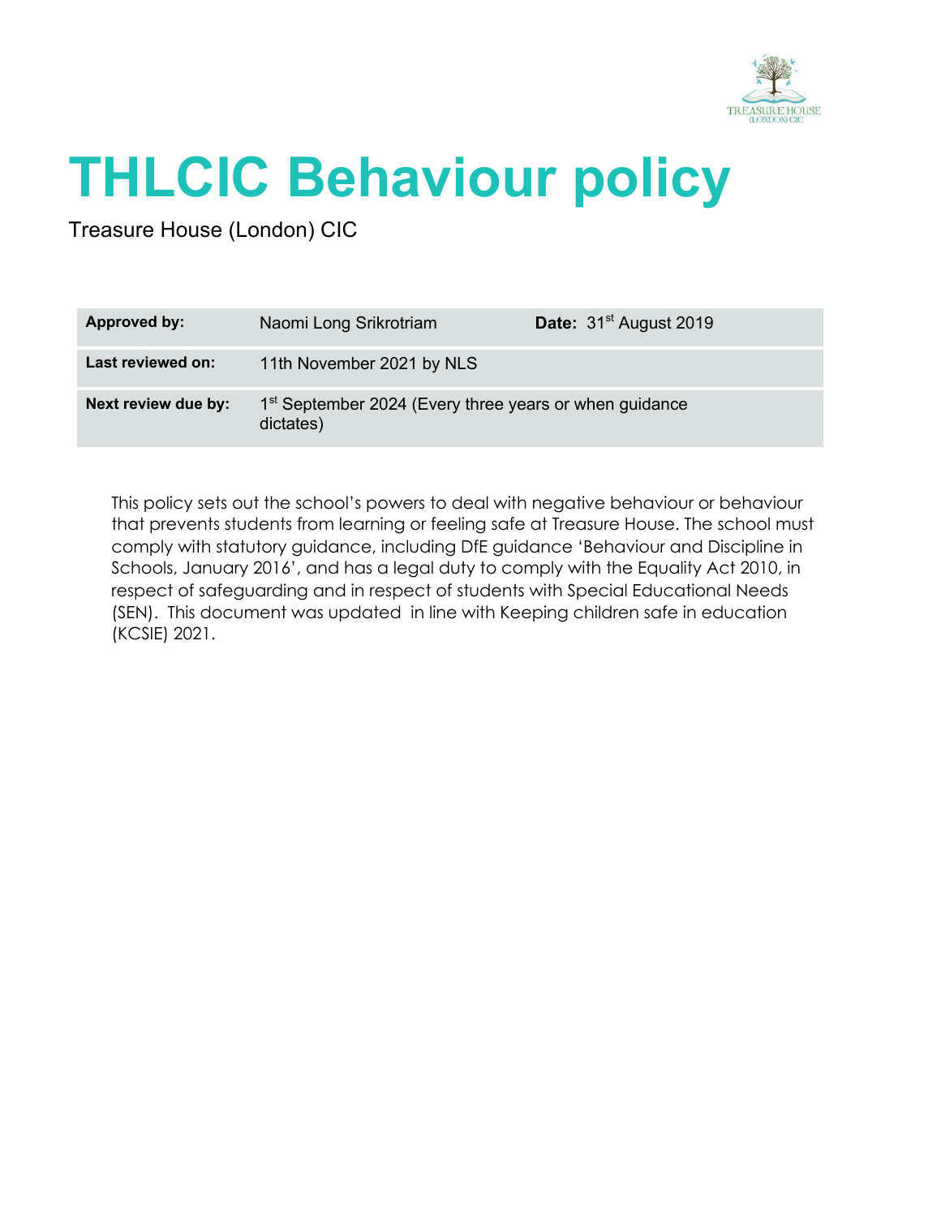# THLCIC Behaviour policy

Treasure House (London) CIC

| **Approved by:** | Naomi Long Srikrotriam | **Date:** 31st August 2019 |
| --- | --- | --- |
| **Last reviewed on:** | 11th November 2021 by NLS | |
| **Next review due by:** | 1st September 2024 (Every three years or when guidance dictates) | |

This policy sets out the school's powers to deal with negative behaviour or behaviour that prevents students from learning or feeling safe at Treasure House. The school must comply with statutory guidance, including DfE guidance 'Behaviour and Discipline in Schools, January 2016', and has a legal duty to comply with the Equality Act 2010, in respect of safeguarding and in respect of students with Special Educational Needs (SEN). This document was updated in line with Keeping children safe in education (KCSIE) 2021.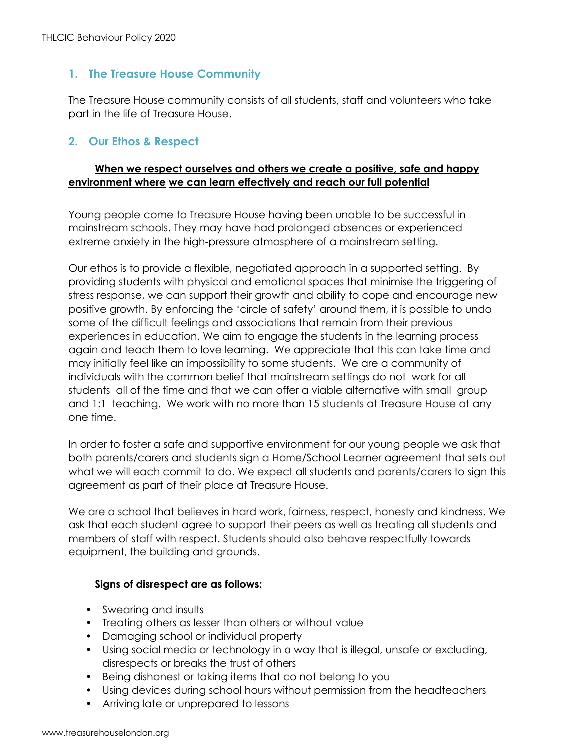## 1. The Treasure House Community

The Treasure House community consists of all students, staff and volunteers who take part in the life of Treasure House.

## 2. Our Ethos & Respect

**When we respect ourselves and others we create a positive, safe and happy environment where we can learn effectively and reach our full potential**

Young people come to Treasure House having been unable to be successful in mainstream schools. They may have had prolonged absences or experienced extreme anxiety in the high-pressure atmosphere of a mainstream setting.

Our ethos is to provide a flexible, negotiated approach in a supported setting. By providing students with physical and emotional spaces that minimise the triggering of stress response, we can support their growth and ability to cope and encourage new positive growth. By enforcing the 'circle of safety' around them, it is possible to undo some of the difficult feelings and associations that remain from their previous experiences in education. We aim to engage the students in the learning process again and teach them to love learning. We appreciate that this can take time and may initially feel like an impossibility to some students. We are a community of individuals with the common belief that mainstream settings do not work for all students all of the time and that we can offer a viable alternative with small group and 1:1 teaching. We work with no more than 15 students at Treasure House at any one time.

In order to foster a safe and supportive environment for our young people we ask that both parents/carers and students sign a Home/School Learner agreement that sets out what we will each commit to do. We expect all students and parents/carers to sign this agreement as part of their place at Treasure House.

We are a school that believes in hard work, fairness, respect, honesty and kindness. We ask that each student agree to support their peers as well as treating all students and members of staff with respect. Students should also behave respectfully towards equipment, the building and grounds.

**Signs of disrespect are as follows:**

- Swearing and insults
- Treating others as lesser than others or without value
- Damaging school or individual property
- Using social media or technology in a way that is illegal, unsafe or excluding, disrespects or breaks the trust of others
- Being dishonest or taking items that do not belong to you
- Using devices during school hours without permission from the headteachers
- Arriving late or unprepared to lessons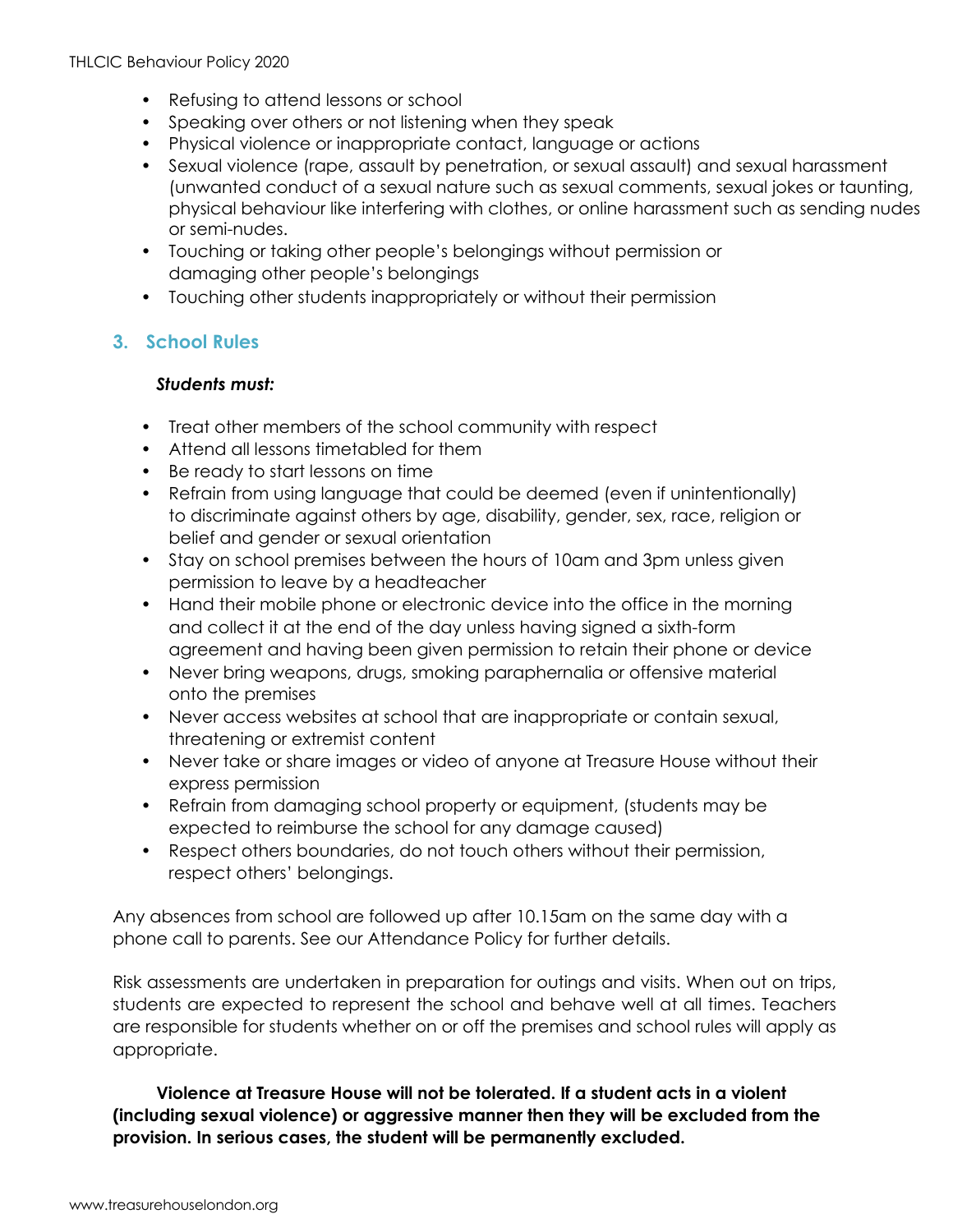- Refusing to attend lessons or school
- Speaking over others or not listening when they speak
- Physical violence or inappropriate contact, language or actions
- Sexual violence (rape, assault by penetration, or sexual assault) and sexual harassment (unwanted conduct of a sexual nature such as sexual comments, sexual jokes or taunting, physical behaviour like interfering with clothes, or online harassment such as sending nudes or semi-nudes.
- Touching or taking other people's belongings without permission or damaging other people's belongings
- Touching other students inappropriately or without their permission

## 3. School Rules

***Students must:***

- Treat other members of the school community with respect
- Attend all lessons timetabled for them
- Be ready to start lessons on time
- Refrain from using language that could be deemed (even if unintentionally) to discriminate against others by age, disability, gender, sex, race, religion or belief and gender or sexual orientation
- Stay on school premises between the hours of 10am and 3pm unless given permission to leave by a headteacher
- Hand their mobile phone or electronic device into the office in the morning and collect it at the end of the day unless having signed a sixth-form agreement and having been given permission to retain their phone or device
- Never bring weapons, drugs, smoking paraphernalia or offensive material onto the premises
- Never access websites at school that are inappropriate or contain sexual, threatening or extremist content
- Never take or share images or video of anyone at Treasure House without their express permission
- Refrain from damaging school property or equipment, (students may be expected to reimburse the school for any damage caused)
- Respect others boundaries, do not touch others without their permission, respect others' belongings.

Any absences from school are followed up after 10.15am on the same day with a phone call to parents. See our Attendance Policy for further details.

Risk assessments are undertaken in preparation for outings and visits. When out on trips, students are expected to represent the school and behave well at all times. Teachers are responsible for students whether on or off the premises and school rules will apply as appropriate.

**Violence at Treasure House will not be tolerated. If a student acts in a violent (including sexual violence) or aggressive manner then they will be excluded from the provision. In serious cases, the student will be permanently excluded.**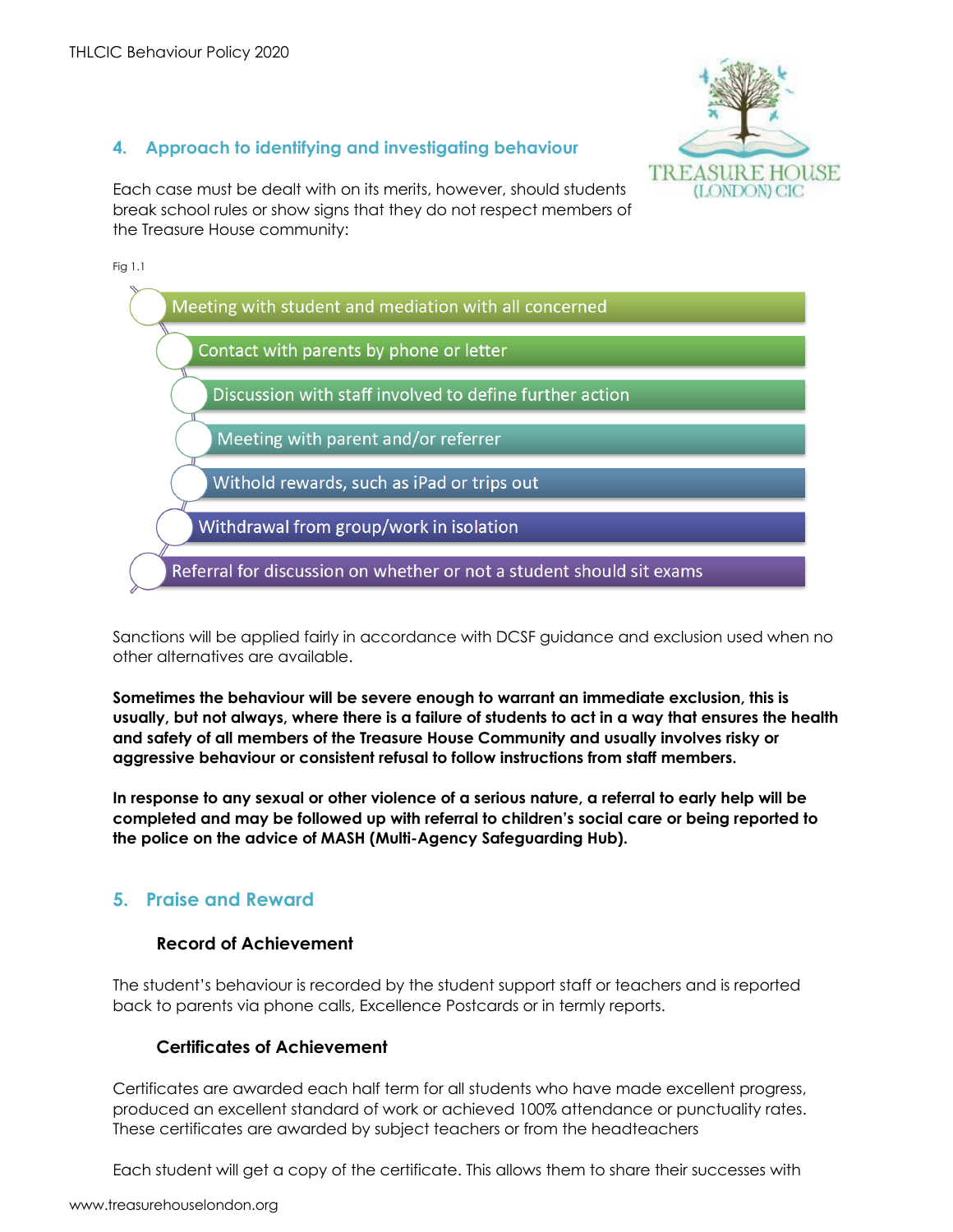## 4. Approach to identifying and investigating behaviour

Each case must be dealt with on its merits, however, should students break school rules or show signs that they do not respect members of the Treasure House community:

Fig 1.1

- Meeting with student and mediation with all concerned
- Contact with parents by phone or letter
- Discussion with staff involved to define further action
- Meeting with parent and/or referrer
- Withold rewards, such as iPad or trips out
- Withdrawal from group/work in isolation
- Referral for discussion on whether or not a student should sit exams

Sanctions will be applied fairly in accordance with DCSF guidance and exclusion used when no other alternatives are available.

**Sometimes the behaviour will be severe enough to warrant an immediate exclusion, this is usually, but not always, where there is a failure of students to act in a way that ensures the health and safety of all members of the Treasure House Community and usually involves risky or aggressive behaviour or consistent refusal to follow instructions from staff members.**

**In response to any sexual or other violence of a serious nature, a referral to early help will be completed and may be followed up with referral to children's social care or being reported to the police on the advice of MASH (Multi-Agency Safeguarding Hub).**

## 5. Praise and Reward

### Record of Achievement

The student's behaviour is recorded by the student support staff or teachers and is reported back to parents via phone calls, Excellence Postcards or in termly reports.

### Certificates of Achievement

Certificates are awarded each half term for all students who have made excellent progress, produced an excellent standard of work or achieved 100% attendance or punctuality rates. These certificates are awarded by subject teachers or from the headteachers

Each student will get a copy of the certificate. This allows them to share their successes with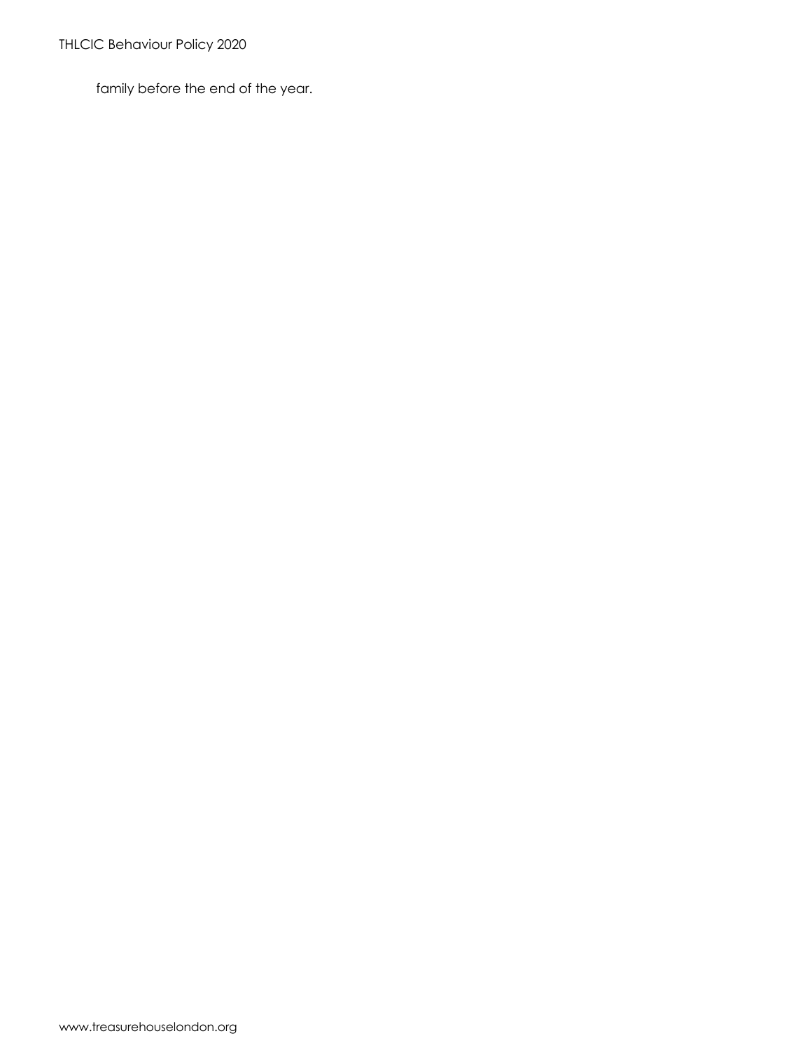family before the end of the year.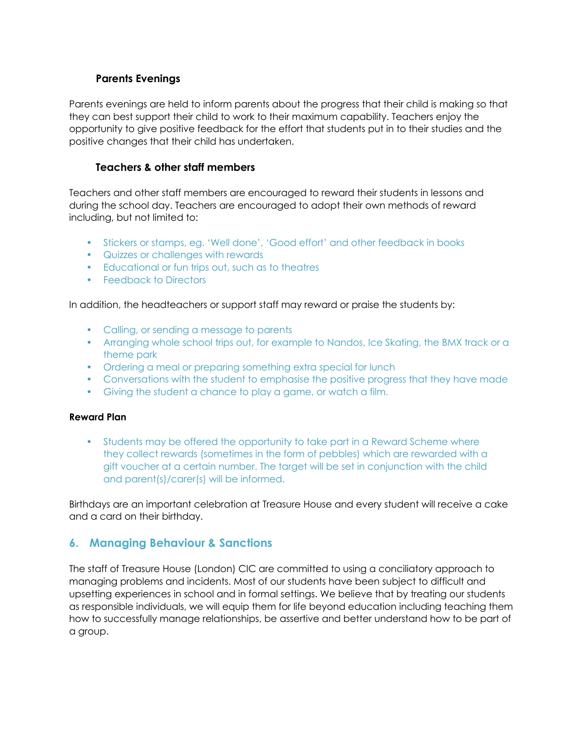### Parents Evenings

Parents evenings are held to inform parents about the progress that their child is making so that they can best support their child to work to their maximum capability. Teachers enjoy the opportunity to give positive feedback for the effort that students put in to their studies and the positive changes that their child has undertaken.

### Teachers & other staff members

Teachers and other staff members are encouraged to reward their students in lessons and during the school day. Teachers are encouraged to adopt their own methods of reward including, but not limited to:

- Stickers or stamps, eg. 'Well done', 'Good effort' and other feedback in books
- Quizzes or challenges with rewards
- Educational or fun trips out, such as to theatres
- Feedback to Directors

In addition, the headteachers or support staff may reward or praise the students by:

- Calling, or sending a message to parents
- Arranging whole school trips out, for example to Nandos, Ice Skating, the BMX track or a theme park
- Ordering a meal or preparing something extra special for lunch
- Conversations with the student to emphasise the positive progress that they have made
- Giving the student a chance to play a game, or watch a film.

**Reward Plan**

- Students may be offered the opportunity to take part in a Reward Scheme where they collect rewards (sometimes in the form of pebbles) which are rewarded with a gift voucher at a certain number. The target will be set in conjunction with the child and parent(s)/carer(s) will be informed.

Birthdays are an important celebration at Treasure House and every student will receive a cake and a card on their birthday.

## 6. Managing Behaviour & Sanctions

The staff of Treasure House (London) CIC are committed to using a conciliatory approach to managing problems and incidents. Most of our students have been subject to difficult and upsetting experiences in school and in formal settings. We believe that by treating our students as responsible individuals, we will equip them for life beyond education including teaching them how to successfully manage relationships, be assertive and better understand how to be part of a group.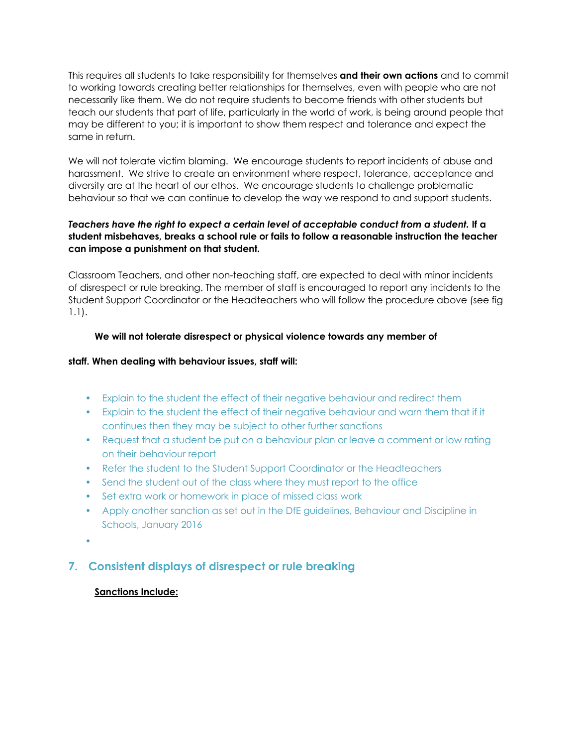This requires all students to take responsibility for themselves **and their own actions** and to commit to working towards creating better relationships for themselves, even with people who are not necessarily like them. We do not require students to become friends with other students but teach our students that part of life, particularly in the world of work, is being around people that may be different to you; it is important to show them respect and tolerance and expect the same in return.

We will not tolerate victim blaming. We encourage students to report incidents of abuse and harassment. We strive to create an environment where respect, tolerance, acceptance and diversity are at the heart of our ethos. We encourage students to challenge problematic behaviour so that we can continue to develop the way we respond to and support students.

***Teachers have the right to expect a certain level of acceptable conduct from a student.*** **If a student misbehaves, breaks a school rule or fails to follow a reasonable instruction the teacher can impose a punishment on that student.**

Classroom Teachers, and other non-teaching staff, are expected to deal with minor incidents of disrespect or rule breaking. The member of staff is encouraged to report any incidents to the Student Support Coordinator or the Headteachers who will follow the procedure above (see fig 1.1).

**We will not tolerate disrespect or physical violence towards any member of**

**staff. When dealing with behaviour issues, staff will:**

- Explain to the student the effect of their negative behaviour and redirect them
- Explain to the student the effect of their negative behaviour and warn them that if it continues then they may be subject to other further sanctions
- Request that a student be put on a behaviour plan or leave a comment or low rating on their behaviour report
- Refer the student to the Student Support Coordinator or the Headteachers
- Send the student out of the class where they must report to the office
- Set extra work or homework in place of missed class work
- Apply another sanction as set out in the DfE guidelines, Behaviour and Discipline in Schools, January 2016

## 7. Consistent displays of disrespect or rule breaking

**Sanctions Include:**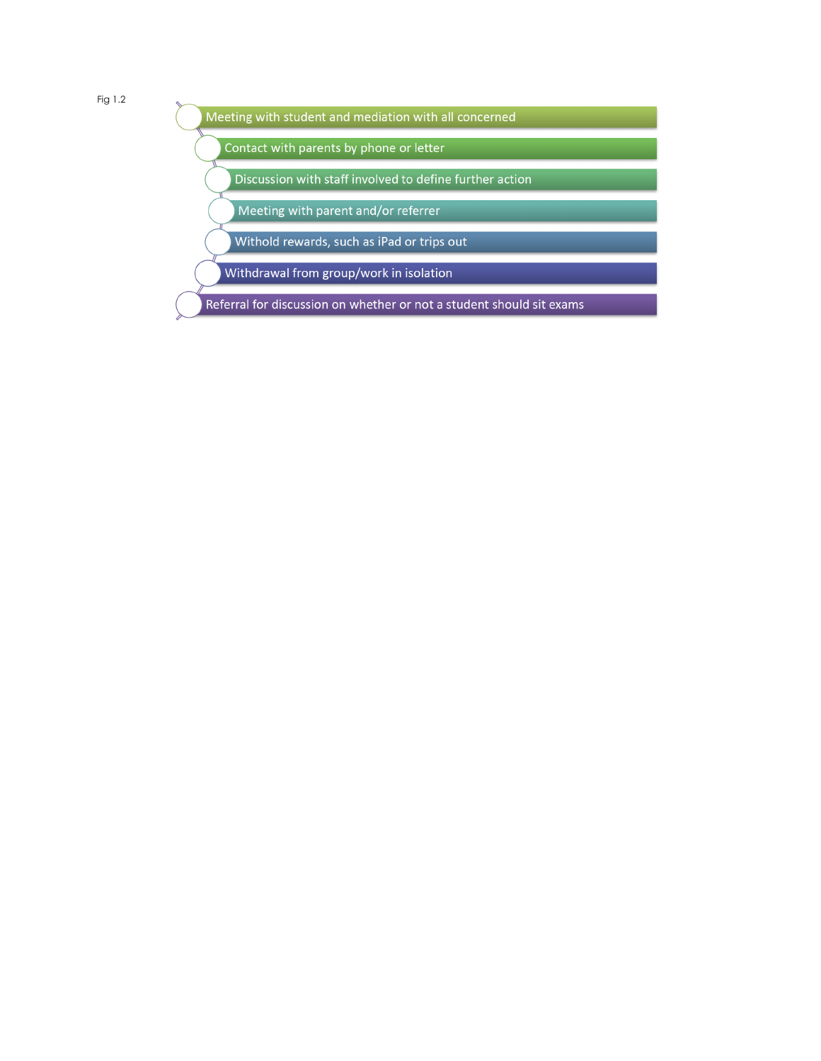Fig 1.2

- Meeting with student and mediation with all concerned
- Contact with parents by phone or letter
- Discussion with staff involved to define further action
- Meeting with parent and/or referrer
- Withold rewards, such as iPad or trips out
- Withdrawal from group/work in isolation
- Referral for discussion on whether or not a student should sit exams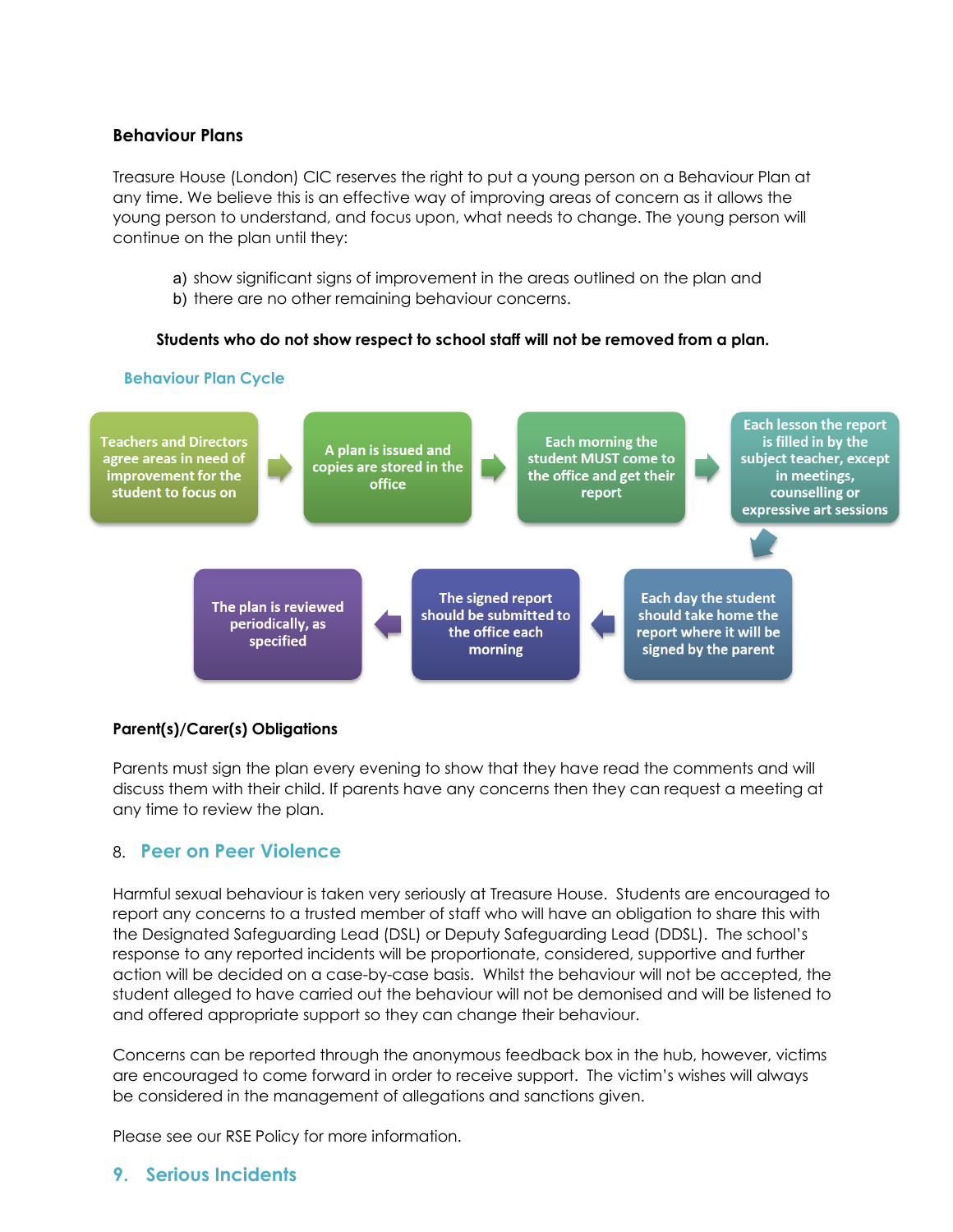### Behaviour Plans

Treasure House (London) CIC reserves the right to put a young person on a Behaviour Plan at any time. We believe this is an effective way of improving areas of concern as it allows the young person to understand, and focus upon, what needs to change. The young person will continue on the plan until they:

a) show significant signs of improvement in the areas outlined on the plan and
b) there are no other remaining behaviour concerns.

**Students who do not show respect to school staff will not be removed from a plan.**

#### Behaviour Plan Cycle

1. Teachers and Directors agree areas in need of improvement for the student to focus on
2. A plan is issued and copies are stored in the office
3. Each morning the student MUST come to the office and get their report
4. Each lesson the report is filled in by the subject teacher, except in meetings, counselling or expressive art sessions
5. Each day the student should take home the report where it will be signed by the parent
6. The signed report should be submitted to the office each morning
7. The plan is reviewed periodically, as specified

### Parent(s)/Carer(s) Obligations

Parents must sign the plan every evening to show that they have read the comments and will discuss them with their child. If parents have any concerns then they can request a meeting at any time to review the plan.

## 8. Peer on Peer Violence

Harmful sexual behaviour is taken very seriously at Treasure House. Students are encouraged to report any concerns to a trusted member of staff who will have an obligation to share this with the Designated Safeguarding Lead (DSL) or Deputy Safeguarding Lead (DDSL). The school's response to any reported incidents will be proportionate, considered, supportive and further action will be decided on a case-by-case basis. Whilst the behaviour will not be accepted, the student alleged to have carried out the behaviour will not be demonised and will be listened to and offered appropriate support so they can change their behaviour.

Concerns can be reported through the anonymous feedback box in the hub, however, victims are encouraged to come forward in order to receive support. The victim's wishes will always be considered in the management of allegations and sanctions given.

Please see our RSE Policy for more information.

## 9. Serious Incidents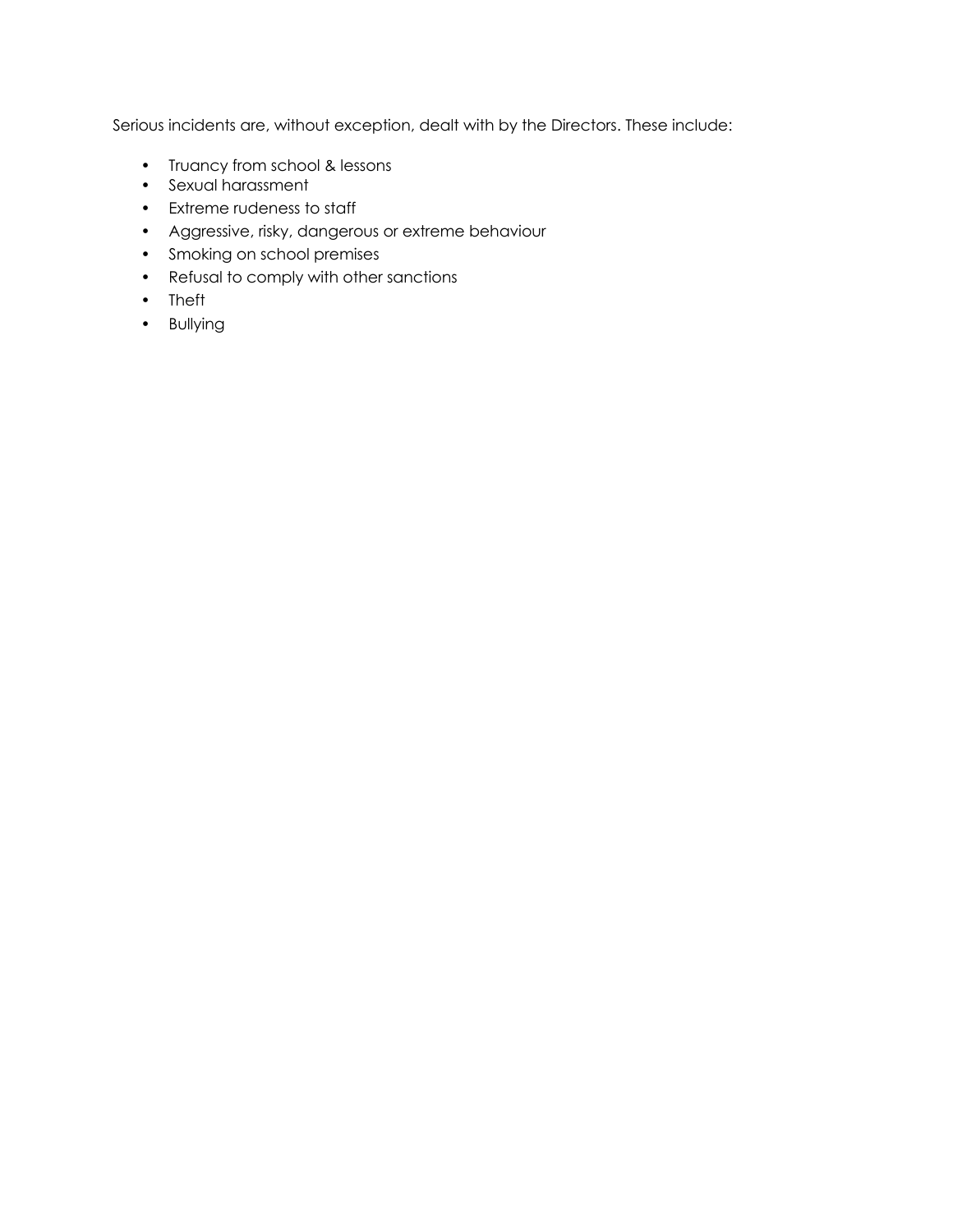Serious incidents are, without exception, dealt with by the Directors. These include:

- Truancy from school & lessons
- Sexual harassment
- Extreme rudeness to staff
- Aggressive, risky, dangerous or extreme behaviour
- Smoking on school premises
- Refusal to comply with other sanctions
- Theft
- Bullying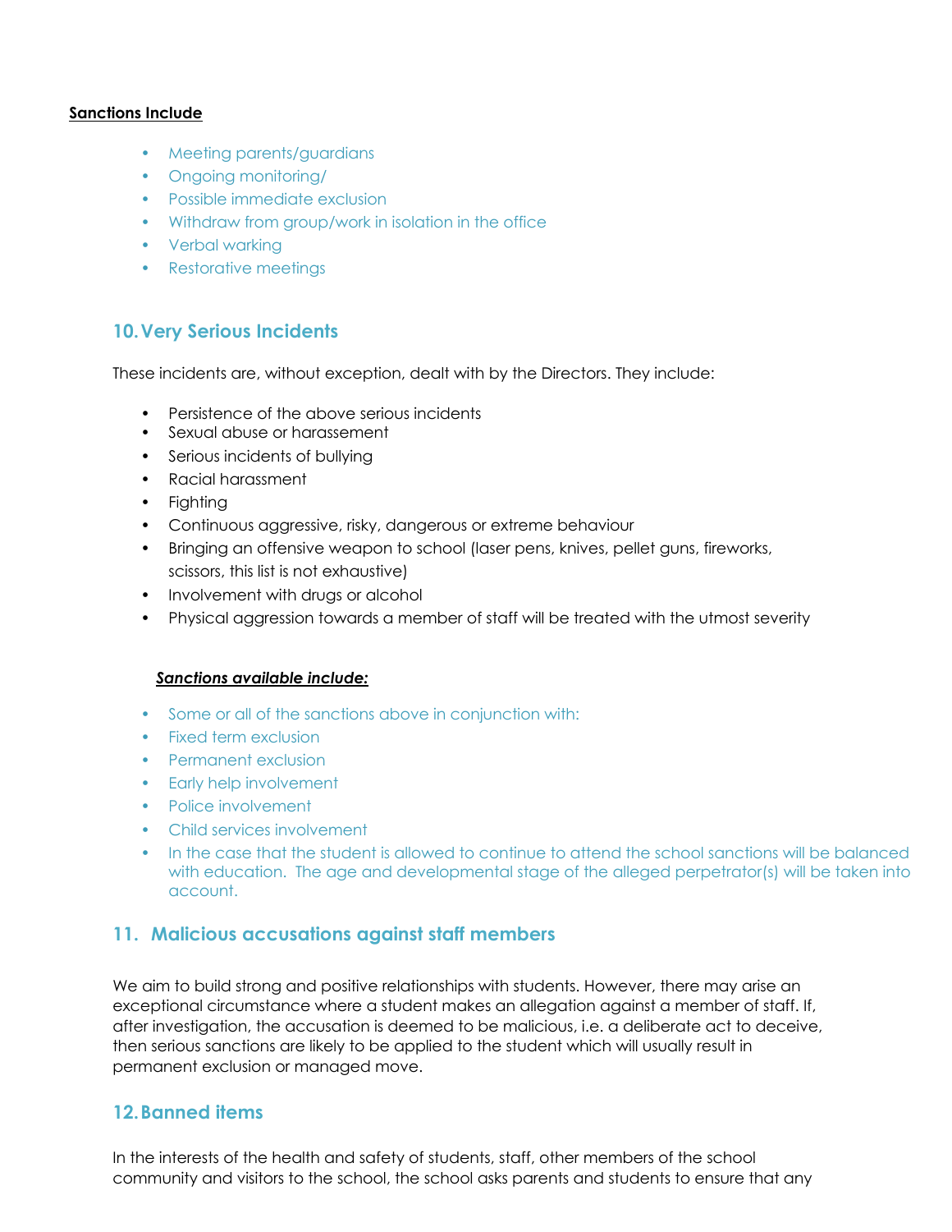**Sanctions Include**

- Meeting parents/guardians
- Ongoing monitoring/
- Possible immediate exclusion
- Withdraw from group/work in isolation in the office
- Verbal warking
- Restorative meetings

## 10. Very Serious Incidents

These incidents are, without exception, dealt with by the Directors. They include:

- Persistence of the above serious incidents
- Sexual abuse or harassement
- Serious incidents of bullying
- Racial harassment
- Fighting
- Continuous aggressive, risky, dangerous or extreme behaviour
- Bringing an offensive weapon to school (laser pens, knives, pellet guns, fireworks, scissors, this list is not exhaustive)
- Involvement with drugs or alcohol
- Physical aggression towards a member of staff will be treated with the utmost severity

***Sanctions available include:***

- Some or all of the sanctions above in conjunction with:
- Fixed term exclusion
- Permanent exclusion
- Early help involvement
- Police involvement
- Child services involvement
- In the case that the student is allowed to continue to attend the school sanctions will be balanced with education. The age and developmental stage of the alleged perpetrator(s) will be taken into account.

## 11. Malicious accusations against staff members

We aim to build strong and positive relationships with students. However, there may arise an exceptional circumstance where a student makes an allegation against a member of staff. If, after investigation, the accusation is deemed to be malicious, i.e. a deliberate act to deceive, then serious sanctions are likely to be applied to the student which will usually result in permanent exclusion or managed move.

## 12. Banned items

In the interests of the health and safety of students, staff, other members of the school community and visitors to the school, the school asks parents and students to ensure that any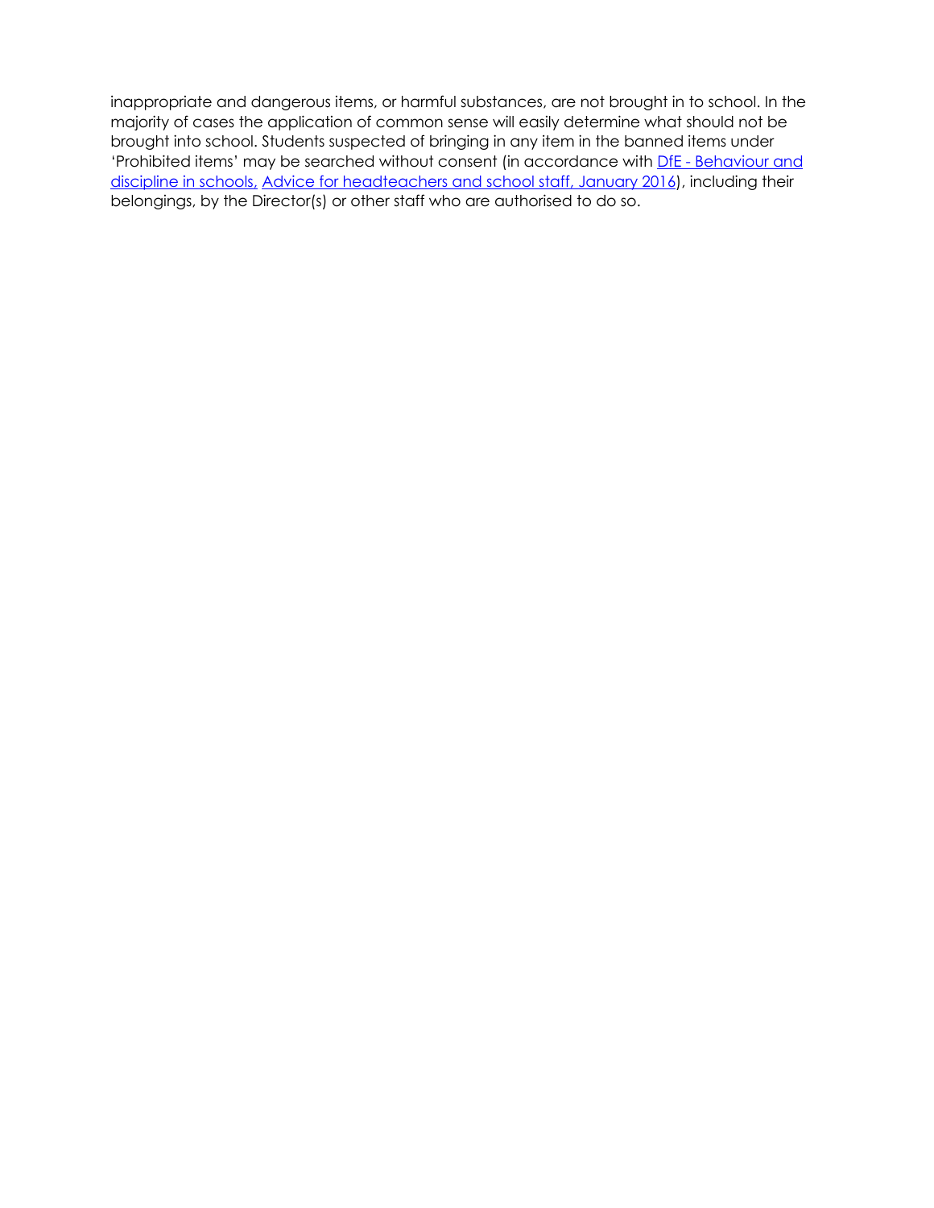inappropriate and dangerous items, or harmful substances, are not brought in to school. In the majority of cases the application of common sense will easily determine what should not be brought into school. Students suspected of bringing in any item in the banned items under 'Prohibited items' may be searched without consent (in accordance with DfE - Behaviour and discipline in schools, Advice for headteachers and school staff, January 2016), including their belongings, by the Director(s) or other staff who are authorised to do so.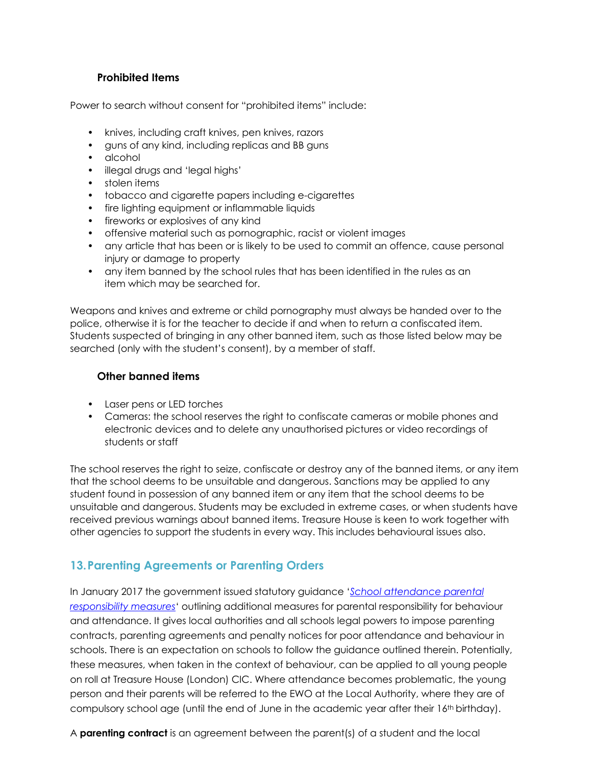### Prohibited Items

Power to search without consent for "prohibited items" include:

- knives, including craft knives, pen knives, razors
- guns of any kind, including replicas and BB guns
- alcohol
- illegal drugs and 'legal highs'
- stolen items
- tobacco and cigarette papers including e-cigarettes
- fire lighting equipment or inflammable liquids
- fireworks or explosives of any kind
- offensive material such as pornographic, racist or violent images
- any article that has been or is likely to be used to commit an offence, cause personal injury or damage to property
- any item banned by the school rules that has been identified in the rules as an item which may be searched for.

Weapons and knives and extreme or child pornography must always be handed over to the police, otherwise it is for the teacher to decide if and when to return a confiscated item. Students suspected of bringing in any other banned item, such as those listed below may be searched (only with the student's consent), by a member of staff.

### Other banned items

- Laser pens or LED torches
- Cameras: the school reserves the right to confiscate cameras or mobile phones and electronic devices and to delete any unauthorised pictures or video recordings of students or staff

The school reserves the right to seize, confiscate or destroy any of the banned items, or any item that the school deems to be unsuitable and dangerous. Sanctions may be applied to any student found in possession of any banned item or any item that the school deems to be unsuitable and dangerous. Students may be excluded in extreme cases, or when students have received previous warnings about banned items. Treasure House is keen to work together with other agencies to support the students in every way. This includes behavioural issues also.

## 13. Parenting Agreements or Parenting Orders

In January 2017 the government issued statutory guidance '*School attendance parental responsibility measures*' outlining additional measures for parental responsibility for behaviour and attendance. It gives local authorities and all schools legal powers to impose parenting contracts, parenting agreements and penalty notices for poor attendance and behaviour in schools. There is an expectation on schools to follow the guidance outlined therein. Potentially, these measures, when taken in the context of behaviour, can be applied to all young people on roll at Treasure House (London) CIC. Where attendance becomes problematic, the young person and their parents will be referred to the EWO at the Local Authority, where they are of compulsory school age (until the end of June in the academic year after their 16th birthday).

A **parenting contract** is an agreement between the parent(s) of a student and the local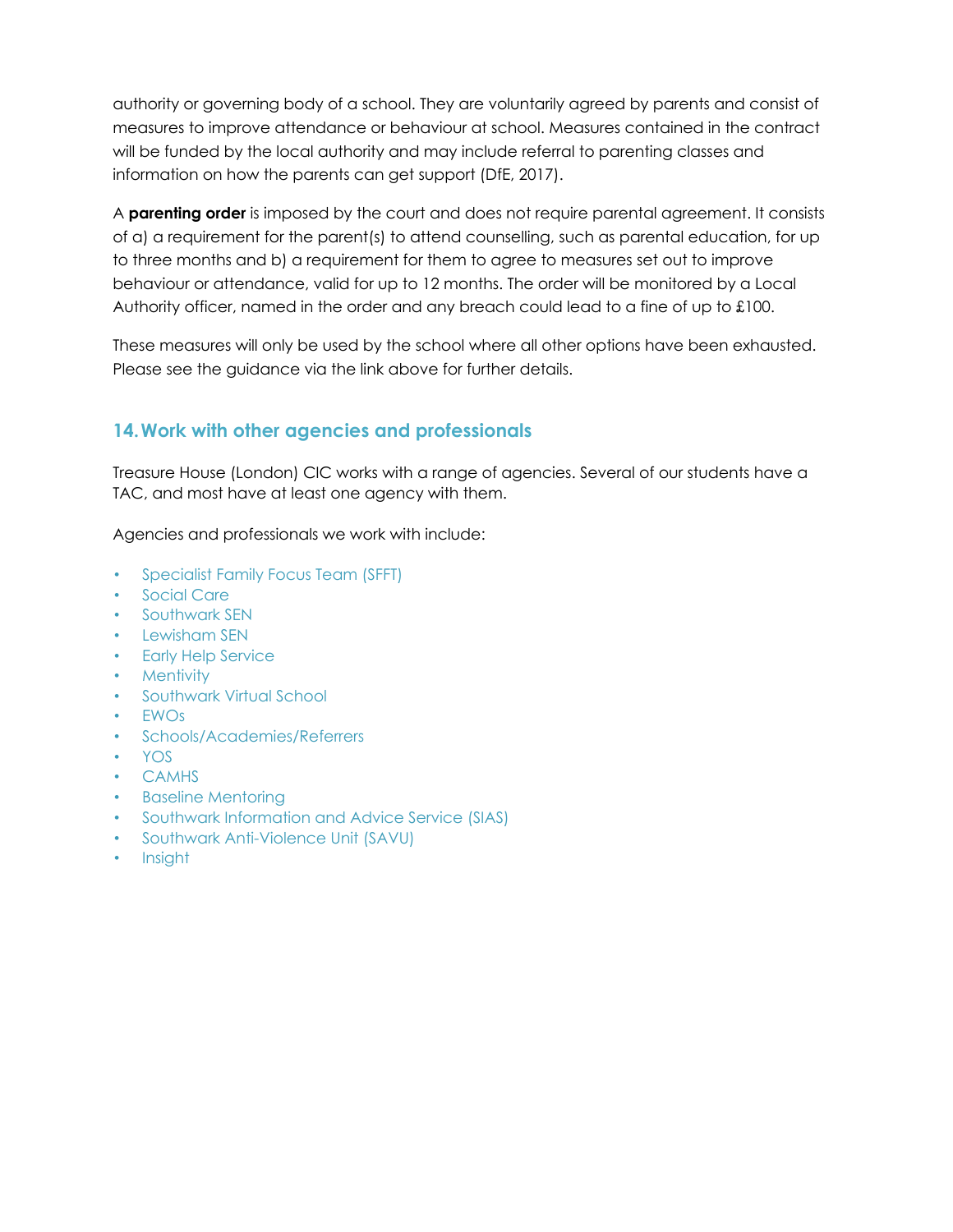authority or governing body of a school. They are voluntarily agreed by parents and consist of measures to improve attendance or behaviour at school. Measures contained in the contract will be funded by the local authority and may include referral to parenting classes and information on how the parents can get support (DfE, 2017).

A **parenting order** is imposed by the court and does not require parental agreement. It consists of a) a requirement for the parent(s) to attend counselling, such as parental education, for up to three months and b) a requirement for them to agree to measures set out to improve behaviour or attendance, valid for up to 12 months. The order will be monitored by a Local Authority officer, named in the order and any breach could lead to a fine of up to £100.

These measures will only be used by the school where all other options have been exhausted. Please see the guidance via the link above for further details.

## 14. Work with other agencies and professionals

Treasure House (London) CIC works with a range of agencies. Several of our students have a TAC, and most have at least one agency with them.

Agencies and professionals we work with include:

- Specialist Family Focus Team (SFFT)
- Social Care
- Southwark SEN
- Lewisham SEN
- Early Help Service
- Mentivity
- Southwark Virtual School
- EWOs
- Schools/Academies/Referrers
- YOS
- CAMHS
- Baseline Mentoring
- Southwark Information and Advice Service (SIAS)
- Southwark Anti-Violence Unit (SAVU)
- Insight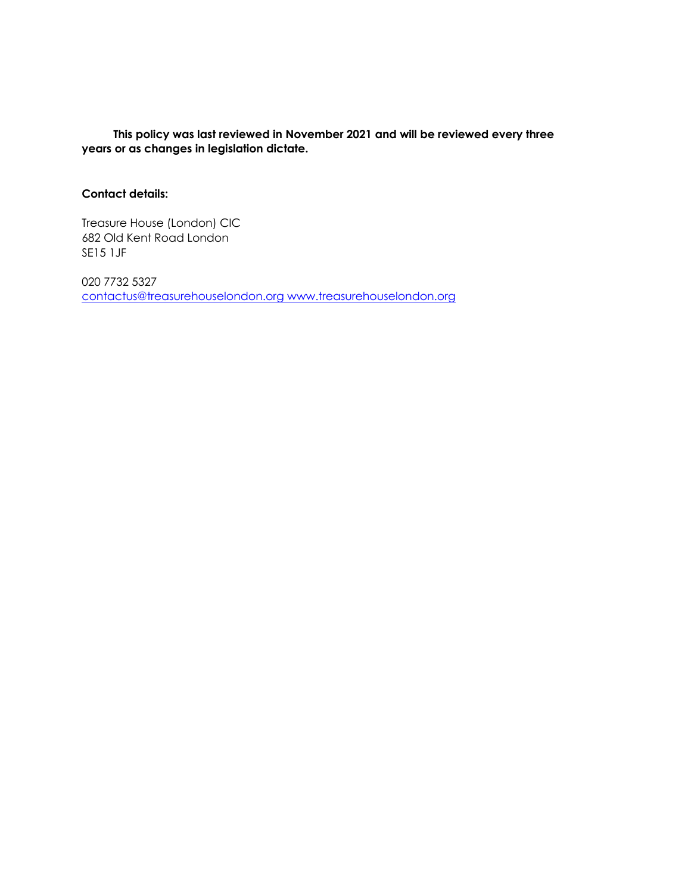**This policy was last reviewed in November 2021 and will be reviewed every three years or as changes in legislation dictate.**

**Contact details:**

Treasure House (London) CIC
682 Old Kent Road London
SE15 1JF

020 7732 5327
contactus@treasurehouselondon.org www.treasurehouselondon.org